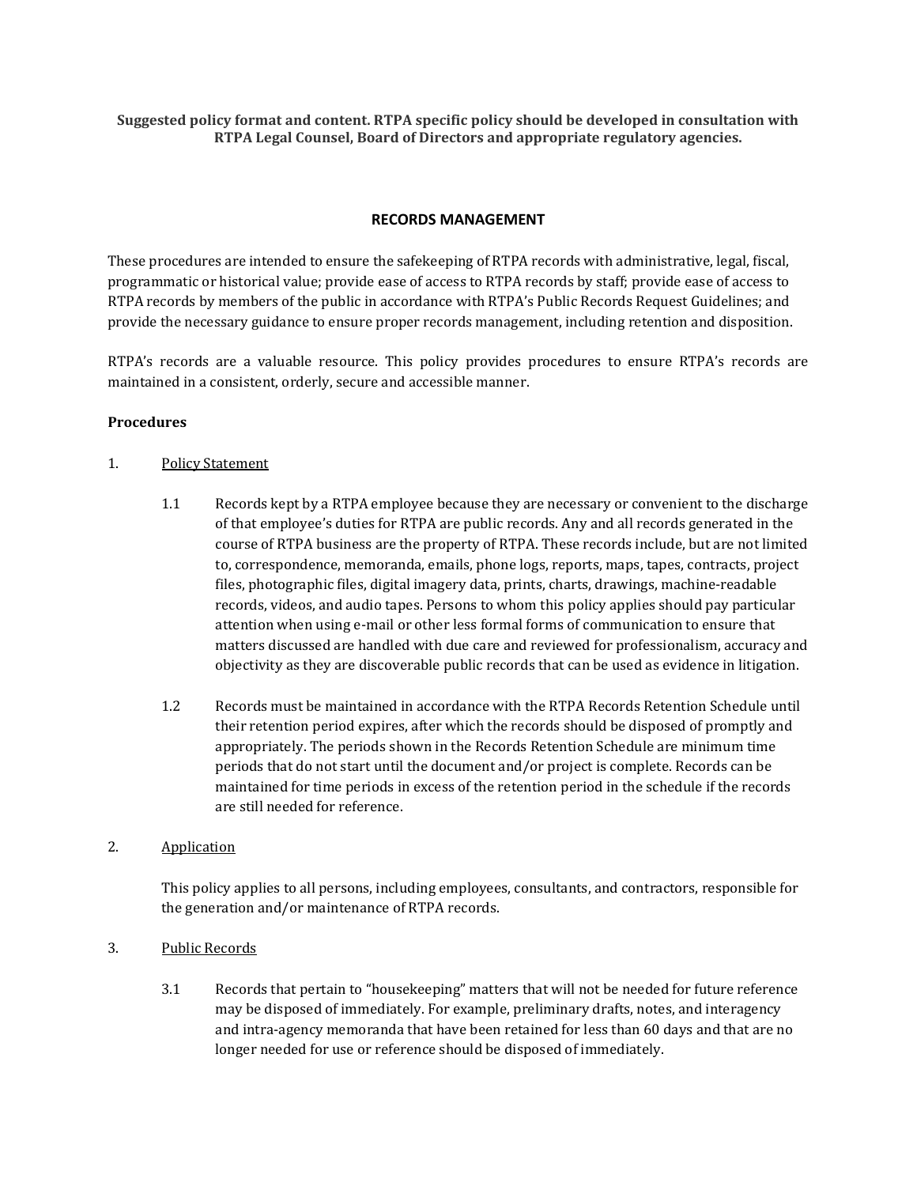**Suggested policy format and content. RTPA specific policy should be developed in consultation with RTPA Legal Counsel, Board of Directors and appropriate regulatory agencies.**

# RECORDS MANAGEMENT

These procedures are intended to ensure the safekeeping of RTPA records with administrative, legal, fiscal, programmatic or historical value; provide ease of access to RTPA records by staff; provide ease of access to RTPA records by members of the public in accordance with RTPA's Public Records Request Guidelines; and provide the necessary guidance to ensure proper records management, including retention and disposition.

RTPA's records are a valuable resource. This policy provides procedures to ensure RTPA's records are maintained in a consistent, orderly, secure and accessible manner.

## Procedures

1. Policy Statement

   1.1 Records kept by a RTPA employee because they are necessary or convenient to the discharge of that employee's duties for RTPA are public records. Any and all records generated in the course of RTPA business are the property of RTPA. These records include, but are not limited to, correspondence, memoranda, emails, phone logs, reports, maps, tapes, contracts, project files, photographic files, digital imagery data, prints, charts, drawings, machine-readable records, videos, and audio tapes. Persons to whom this policy applies should pay particular attention when using e-mail or other less formal forms of communication to ensure that matters discussed are handled with due care and reviewed for professionalism, accuracy and objectivity as they are discoverable public records that can be used as evidence in litigation.

   1.2 Records must be maintained in accordance with the RTPA Records Retention Schedule until their retention period expires, after which the records should be disposed of promptly and appropriately. The periods shown in the Records Retention Schedule are minimum time periods that do not start until the document and/or project is complete. Records can be maintained for time periods in excess of the retention period in the schedule if the records are still needed for reference.

2. Application

   This policy applies to all persons, including employees, consultants, and contractors, responsible for the generation and/or maintenance of RTPA records.

3. Public Records

   3.1 Records that pertain to "housekeeping" matters that will not be needed for future reference may be disposed of immediately. For example, preliminary drafts, notes, and interagency and intra-agency memoranda that have been retained for less than 60 days and that are no longer needed for use or reference should be disposed of immediately.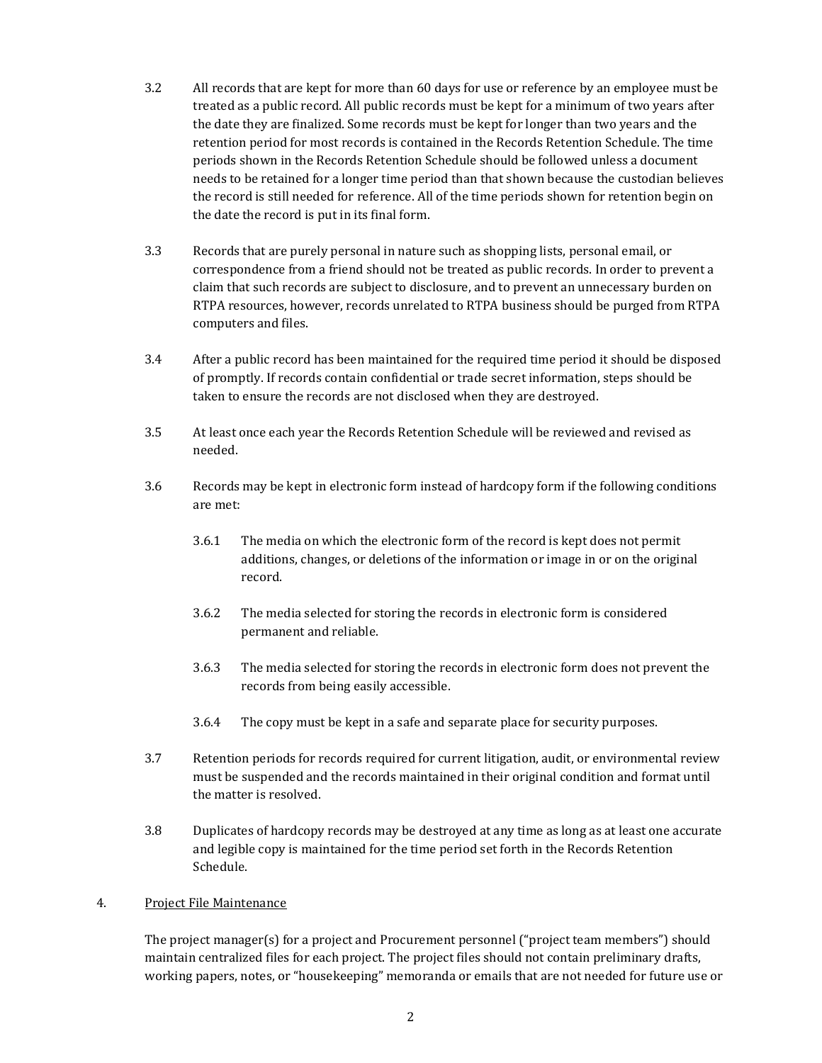3.2 All records that are kept for more than 60 days for use or reference by an employee must be treated as a public record. All public records must be kept for a minimum of two years after the date they are finalized. Some records must be kept for longer than two years and the retention period for most records is contained in the Records Retention Schedule. The time periods shown in the Records Retention Schedule should be followed unless a document needs to be retained for a longer time period than that shown because the custodian believes the record is still needed for reference. All of the time periods shown for retention begin on the date the record is put in its final form.

3.3 Records that are purely personal in nature such as shopping lists, personal email, or correspondence from a friend should not be treated as public records. In order to prevent a claim that such records are subject to disclosure, and to prevent an unnecessary burden on RTPA resources, however, records unrelated to RTPA business should be purged from RTPA computers and files.

3.4 After a public record has been maintained for the required time period it should be disposed of promptly. If records contain confidential or trade secret information, steps should be taken to ensure the records are not disclosed when they are destroyed.

3.5 At least once each year the Records Retention Schedule will be reviewed and revised as needed.

3.6 Records may be kept in electronic form instead of hardcopy form if the following conditions are met:

- 3.6.1 The media on which the electronic form of the record is kept does not permit additions, changes, or deletions of the information or image in or on the original record.
- 3.6.2 The media selected for storing the records in electronic form is considered permanent and reliable.
- 3.6.3 The media selected for storing the records in electronic form does not prevent the records from being easily accessible.
- 3.6.4 The copy must be kept in a safe and separate place for security purposes.

3.7 Retention periods for records required for current litigation, audit, or environmental review must be suspended and the records maintained in their original condition and format until the matter is resolved.

3.8 Duplicates of hardcopy records may be destroyed at any time as long as at least one accurate and legible copy is maintained for the time period set forth in the Records Retention Schedule.

## 4. Project File Maintenance

The project manager(s) for a project and Procurement personnel ("project team members") should maintain centralized files for each project. The project files should not contain preliminary drafts, working papers, notes, or "housekeeping" memoranda or emails that are not needed for future use or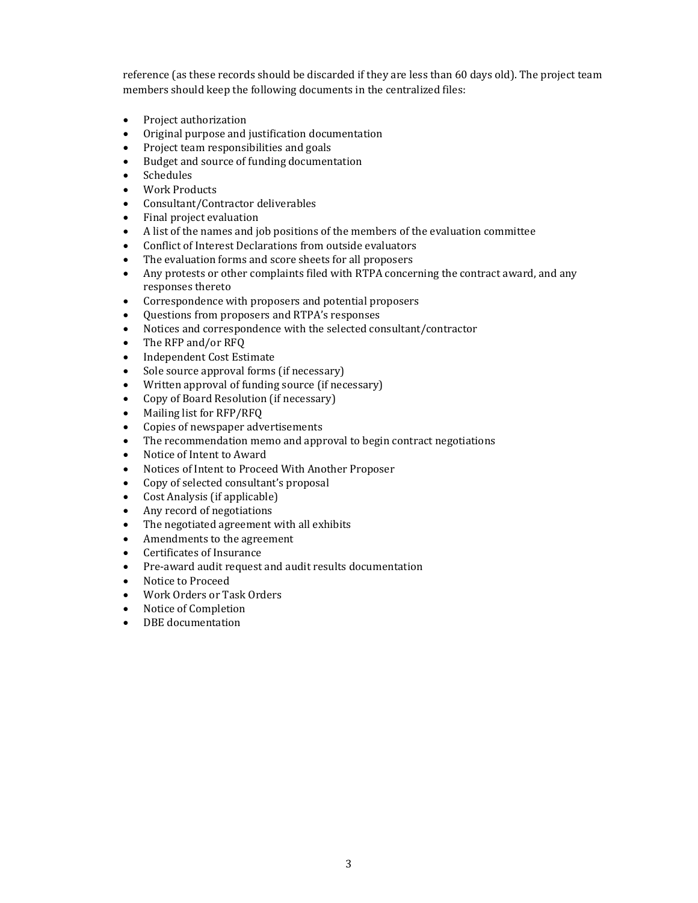reference (as these records should be discarded if they are less than 60 days old). The project team members should keep the following documents in the centralized files:

- Project authorization
- Original purpose and justification documentation
- Project team responsibilities and goals
- Budget and source of funding documentation
- Schedules
- Work Products
- Consultant/Contractor deliverables
- Final project evaluation
- A list of the names and job positions of the members of the evaluation committee
- Conflict of Interest Declarations from outside evaluators
- The evaluation forms and score sheets for all proposers
- Any protests or other complaints filed with RTPA concerning the contract award, and any responses thereto
- Correspondence with proposers and potential proposers
- Questions from proposers and RTPA's responses
- Notices and correspondence with the selected consultant/contractor
- The RFP and/or RFQ
- Independent Cost Estimate
- Sole source approval forms (if necessary)
- Written approval of funding source (if necessary)
- Copy of Board Resolution (if necessary)
- Mailing list for RFP/RFQ
- Copies of newspaper advertisements
- The recommendation memo and approval to begin contract negotiations
- Notice of Intent to Award
- Notices of Intent to Proceed With Another Proposer
- Copy of selected consultant's proposal
- Cost Analysis (if applicable)
- Any record of negotiations
- The negotiated agreement with all exhibits
- Amendments to the agreement
- Certificates of Insurance
- Pre-award audit request and audit results documentation
- Notice to Proceed
- Work Orders or Task Orders
- Notice of Completion
- DBE documentation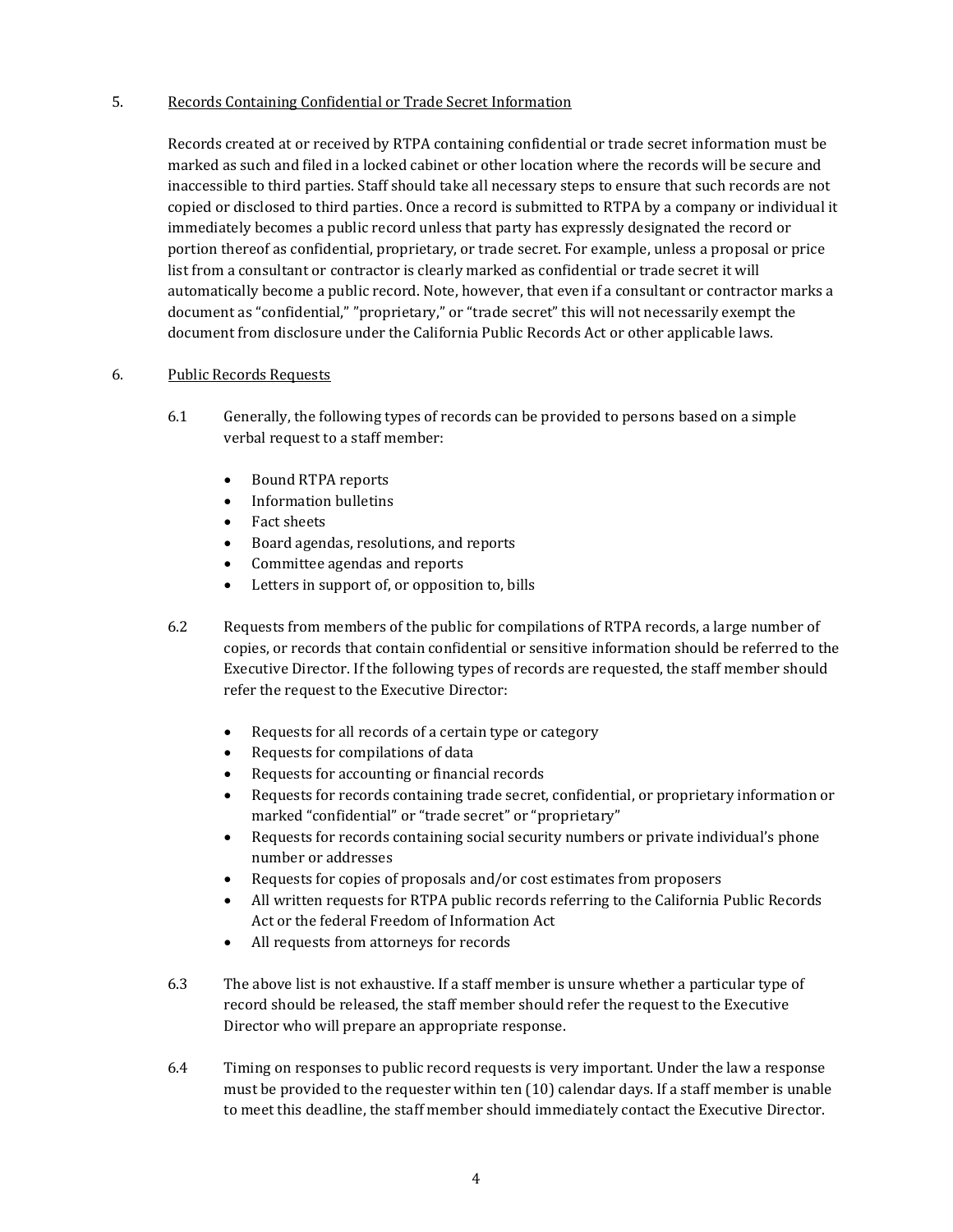## 5. Records Containing Confidential or Trade Secret Information

Records created at or received by RTPA containing confidential or trade secret information must be marked as such and filed in a locked cabinet or other location where the records will be secure and inaccessible to third parties. Staff should take all necessary steps to ensure that such records are not copied or disclosed to third parties. Once a record is submitted to RTPA by a company or individual it immediately becomes a public record unless that party has expressly designated the record or portion thereof as confidential, proprietary, or trade secret. For example, unless a proposal or price list from a consultant or contractor is clearly marked as confidential or trade secret it will automatically become a public record. Note, however, that even if a consultant or contractor marks a document as "confidential," "proprietary," or "trade secret" this will not necessarily exempt the document from disclosure under the California Public Records Act or other applicable laws.

## 6. Public Records Requests

6.1 Generally, the following types of records can be provided to persons based on a simple verbal request to a staff member:

- Bound RTPA reports
- Information bulletins
- Fact sheets
- Board agendas, resolutions, and reports
- Committee agendas and reports
- Letters in support of, or opposition to, bills

6.2 Requests from members of the public for compilations of RTPA records, a large number of copies, or records that contain confidential or sensitive information should be referred to the Executive Director. If the following types of records are requested, the staff member should refer the request to the Executive Director:

- Requests for all records of a certain type or category
- Requests for compilations of data
- Requests for accounting or financial records
- Requests for records containing trade secret, confidential, or proprietary information or marked "confidential" or "trade secret" or "proprietary"
- Requests for records containing social security numbers or private individual's phone number or addresses
- Requests for copies of proposals and/or cost estimates from proposers
- All written requests for RTPA public records referring to the California Public Records Act or the federal Freedom of Information Act
- All requests from attorneys for records

6.3 The above list is not exhaustive. If a staff member is unsure whether a particular type of record should be released, the staff member should refer the request to the Executive Director who will prepare an appropriate response.

6.4 Timing on responses to public record requests is very important. Under the law a response must be provided to the requester within ten (10) calendar days. If a staff member is unable to meet this deadline, the staff member should immediately contact the Executive Director.